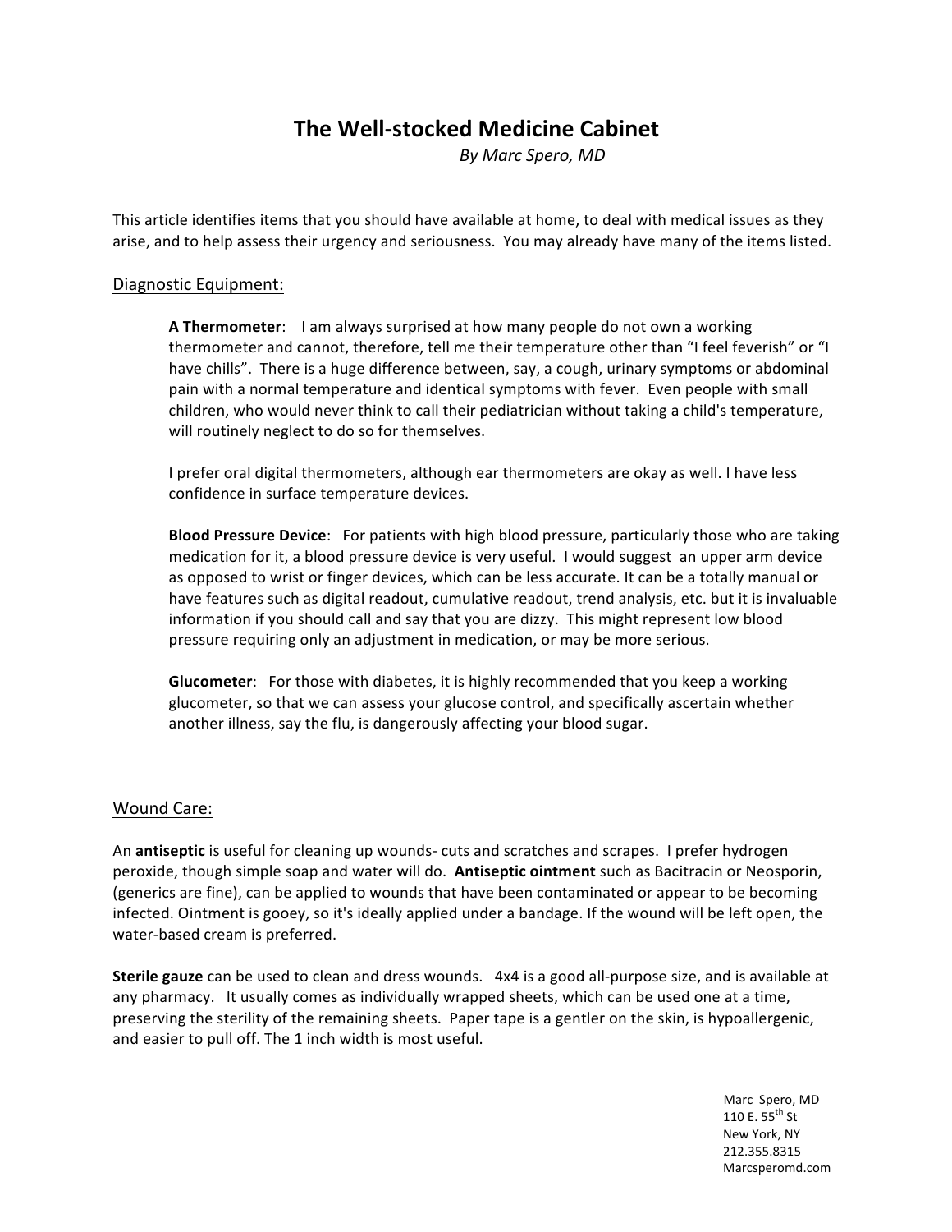# The Well-stocked Medicine Cabinet

*By Marc Spero, MD*

This article identifies items that you should have available at home, to deal with medical issues as they arise, and to help assess their urgency and seriousness. You may already have many of the items listed.

## Diagnostic Equipment:

**A Thermometer**: I am always surprised at how many people do not own a working thermometer and cannot, therefore, tell me their temperature other than "I feel feverish" or "I have chills". There is a huge difference between, say, a cough, urinary symptoms or abdominal pain with a normal temperature and identical symptoms with fever. Even people with small children, who would never think to call their pediatrician without taking a child's temperature, will routinely neglect to do so for themselves.

I prefer oral digital thermometers, although ear thermometers are okay as well. I have less confidence in surface temperature devices.

**Blood Pressure Device**: For patients with high blood pressure, particularly those who are taking medication for it, a blood pressure device is very useful. I would suggest an upper arm device as opposed to wrist or finger devices, which can be less accurate. It can be a totally manual or have features such as digital readout, cumulative readout, trend analysis, etc. but it is invaluable information if you should call and say that you are dizzy. This might represent low blood pressure requiring only an adjustment in medication, or may be more serious.

**Glucometer**: For those with diabetes, it is highly recommended that you keep a working glucometer, so that we can assess your glucose control, and specifically ascertain whether another illness, say the flu, is dangerously affecting your blood sugar.

## Wound Care:

An **antiseptic** is useful for cleaning up wounds- cuts and scratches and scrapes. I prefer hydrogen peroxide, though simple soap and water will do. **Antiseptic ointment** such as Bacitracin or Neosporin, (generics are fine), can be applied to wounds that have been contaminated or appear to be becoming infected. Ointment is gooey, so it's ideally applied under a bandage. If the wound will be left open, the water-based cream is preferred.

**Sterile gauze** can be used to clean and dress wounds. 4x4 is a good all-purpose size, and is available at any pharmacy. It usually comes as individually wrapped sheets, which can be used one at a time, preserving the sterility of the remaining sheets. Paper tape is a gentler on the skin, is hypoallergenic, and easier to pull off. The 1 inch width is most useful.

Marc Spero, MD
110 E. 55th St
New York, NY
212.355.8315
Marcsperomd.com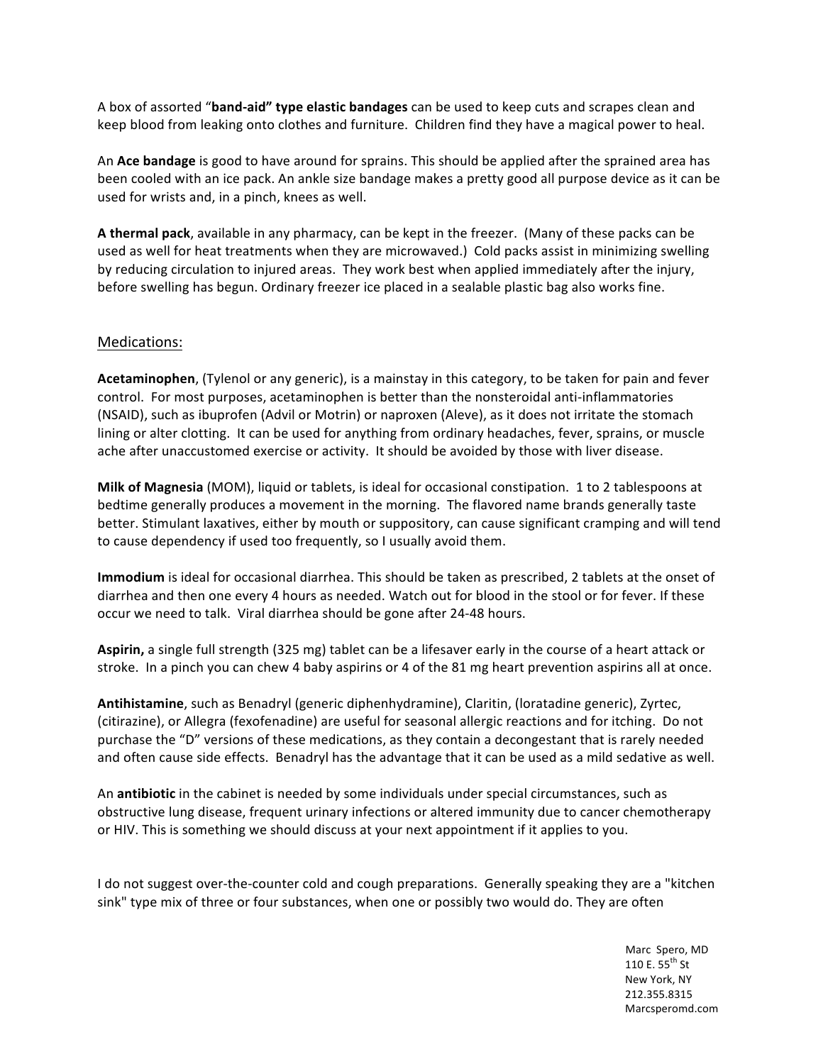A box of assorted "**band-aid" type elastic bandages** can be used to keep cuts and scrapes clean and keep blood from leaking onto clothes and furniture. Children find they have a magical power to heal.

An **Ace bandage** is good to have around for sprains. This should be applied after the sprained area has been cooled with an ice pack. An ankle size bandage makes a pretty good all purpose device as it can be used for wrists and, in a pinch, knees as well.

**A thermal pack**, available in any pharmacy, can be kept in the freezer. (Many of these packs can be used as well for heat treatments when they are microwaved.) Cold packs assist in minimizing swelling by reducing circulation to injured areas. They work best when applied immediately after the injury, before swelling has begun. Ordinary freezer ice placed in a sealable plastic bag also works fine.

## Medications:

**Acetaminophen**, (Tylenol or any generic), is a mainstay in this category, to be taken for pain and fever control. For most purposes, acetaminophen is better than the nonsteroidal anti-inflammatories (NSAID), such as ibuprofen (Advil or Motrin) or naproxen (Aleve), as it does not irritate the stomach lining or alter clotting. It can be used for anything from ordinary headaches, fever, sprains, or muscle ache after unaccustomed exercise or activity. It should be avoided by those with liver disease.

**Milk of Magnesia** (MOM), liquid or tablets, is ideal for occasional constipation. 1 to 2 tablespoons at bedtime generally produces a movement in the morning. The flavored name brands generally taste better. Stimulant laxatives, either by mouth or suppository, can cause significant cramping and will tend to cause dependency if used too frequently, so I usually avoid them.

**Immodium** is ideal for occasional diarrhea. This should be taken as prescribed, 2 tablets at the onset of diarrhea and then one every 4 hours as needed. Watch out for blood in the stool or for fever. If these occur we need to talk. Viral diarrhea should be gone after 24-48 hours.

**Aspirin,** a single full strength (325 mg) tablet can be a lifesaver early in the course of a heart attack or stroke. In a pinch you can chew 4 baby aspirins or 4 of the 81 mg heart prevention aspirins all at once.

**Antihistamine**, such as Benadryl (generic diphenhydramine), Claritin, (loratadine generic), Zyrtec, (citirazine), or Allegra (fexofenadine) are useful for seasonal allergic reactions and for itching. Do not purchase the "D" versions of these medications, as they contain a decongestant that is rarely needed and often cause side effects. Benadryl has the advantage that it can be used as a mild sedative as well.

An **antibiotic** in the cabinet is needed by some individuals under special circumstances, such as obstructive lung disease, frequent urinary infections or altered immunity due to cancer chemotherapy or HIV. This is something we should discuss at your next appointment if it applies to you.

I do not suggest over-the-counter cold and cough preparations. Generally speaking they are a "kitchen sink" type mix of three or four substances, when one or possibly two would do. They are often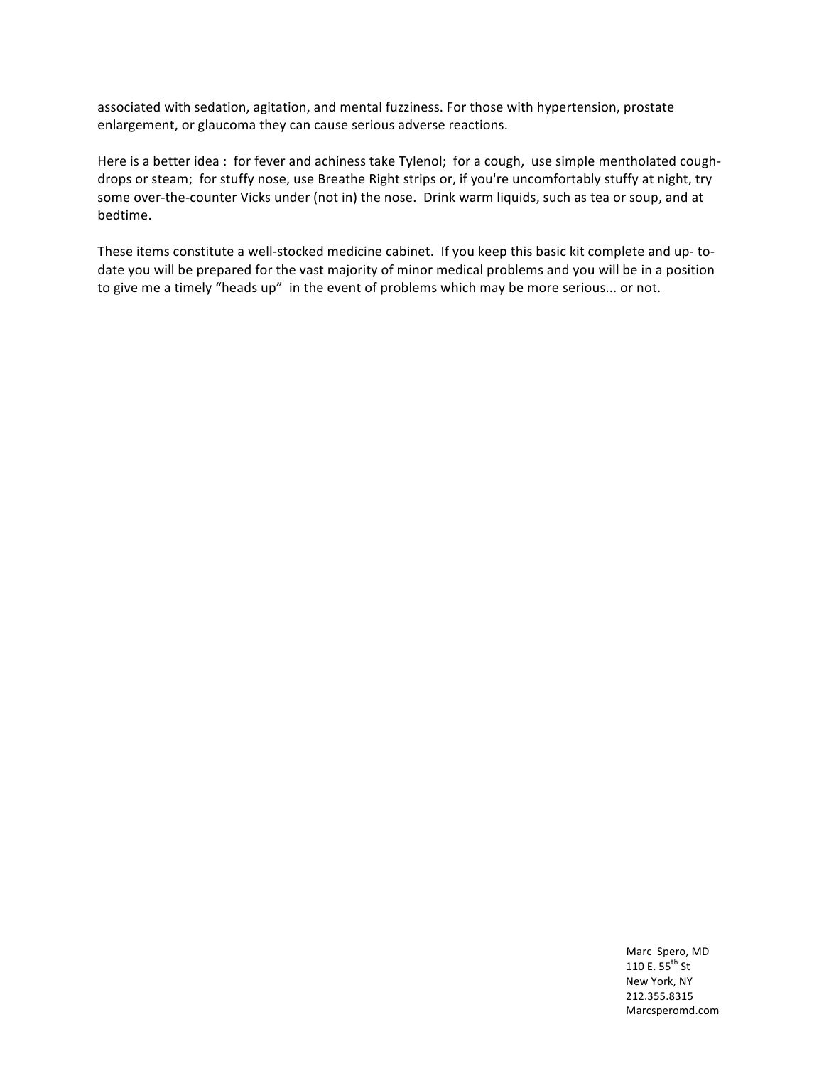associated with sedation, agitation, and mental fuzziness. For those with hypertension, prostate enlargement, or glaucoma they can cause serious adverse reactions.

Here is a better idea : for fever and achiness take Tylenol; for a cough, use simple mentholated cough-drops or steam; for stuffy nose, use Breathe Right strips or, if you're uncomfortably stuffy at night, try some over-the-counter Vicks under (not in) the nose. Drink warm liquids, such as tea or soup, and at bedtime.

These items constitute a well-stocked medicine cabinet. If you keep this basic kit complete and up- to-date you will be prepared for the vast majority of minor medical problems and you will be in a position to give me a timely "heads up" in the event of problems which may be more serious... or not.

Marc Spero, MD
110 E. 55th St
New York, NY
212.355.8315
Marcsperomd.com